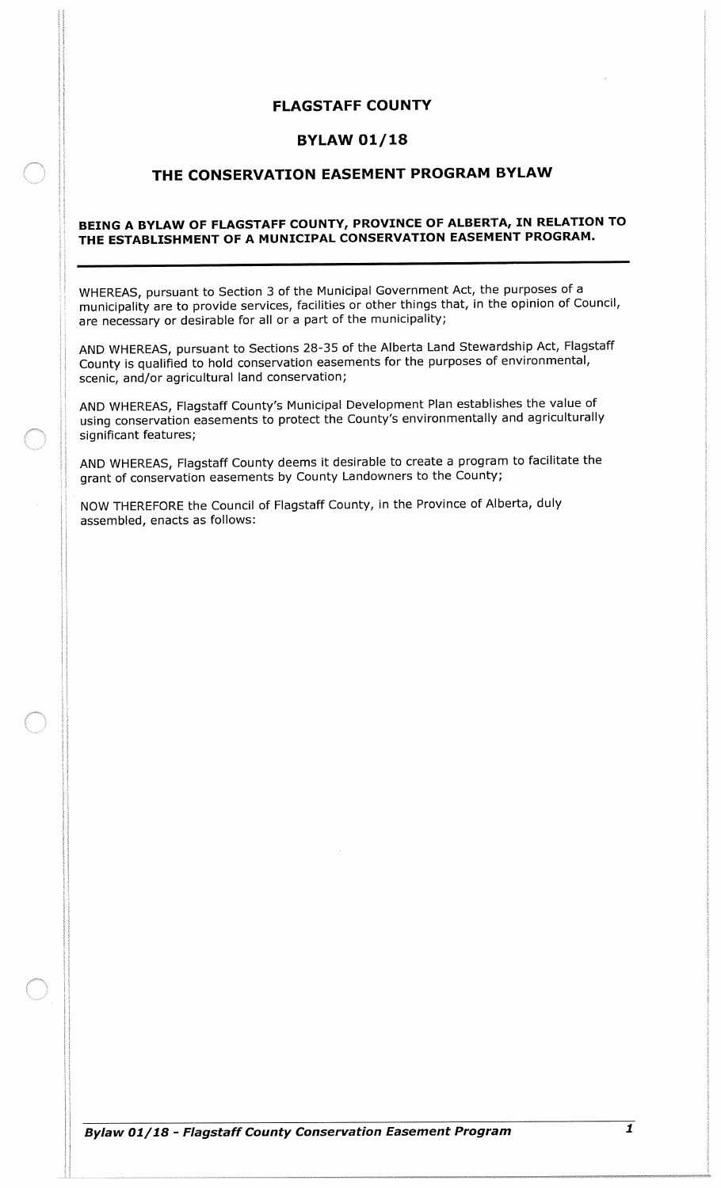# FLAGSTAFF COUNTY

## BYLAW 01/18

## THE CONSERVATION EASEMENT PROGRAM BYLAW

**BEING A BYLAW OF FLAGSTAFF COUNTY, PROVINCE OF ALBERTA, IN RELATION TO THE ESTABLISHMENT OF A MUNICIPAL CONSERVATION EASEMENT PROGRAM.**

---

WHEREAS, pursuant to Section 3 of the Municipal Government Act, the purposes of a municipality are to provide services, facilities or other things that, in the opinion of Council, are necessary or desirable for all or a part of the municipality;

AND WHEREAS, pursuant to Sections 28-35 of the Alberta Land Stewardship Act, Flagstaff County is qualified to hold conservation easements for the purposes of environmental, scenic, and/or agricultural land conservation;

AND WHEREAS, Flagstaff County's Municipal Development Plan establishes the value of using conservation easements to protect the County's environmentally and agriculturally significant features;

AND WHEREAS, Flagstaff County deems it desirable to create a program to facilitate the grant of conservation easements by County Landowners to the County;

NOW THEREFORE the Council of Flagstaff County, in the Province of Alberta, duly assembled, enacts as follows: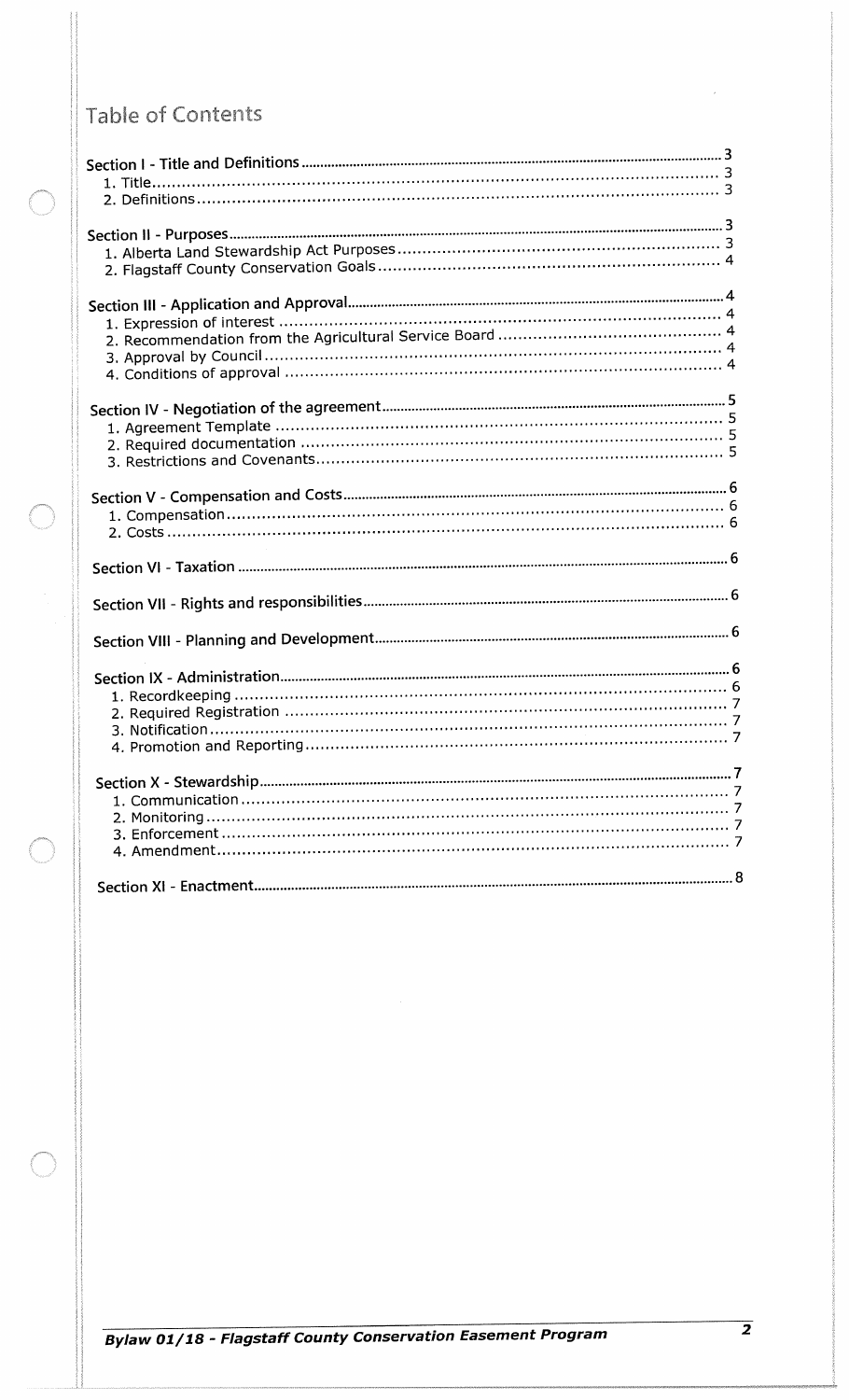# Table of Contents

**Section I - Title and Definitions** ..... 3
- 1. Title ..... 3
- 2. Definitions ..... 3

**Section II - Purposes** ..... 3
- 1. Alberta Land Stewardship Act Purposes ..... 3
- 2. Flagstaff County Conservation Goals ..... 4

**Section III - Application and Approval** ..... 4
- 1. Expression of interest ..... 4
- 2. Recommendation from the Agricultural Service Board ..... 4
- 3. Approval by Council ..... 4
- 4. Conditions of approval ..... 4

**Section IV - Negotiation of the agreement** ..... 5
- 1. Agreement Template ..... 5
- 2. Required documentation ..... 5
- 3. Restrictions and Covenants ..... 5

**Section V - Compensation and Costs** ..... 6
- 1. Compensation ..... 6
- 2. Costs ..... 6

**Section VI - Taxation** ..... 6

**Section VII - Rights and responsibilities** ..... 6

**Section VIII - Planning and Development** ..... 6

**Section IX - Administration** ..... 6
- 1. Recordkeeping ..... 6
- 2. Required Registration ..... 7
- 3. Notification ..... 7
- 4. Promotion and Reporting ..... 7

**Section X - Stewardship** ..... 7
- 1. Communication ..... 7
- 2. Monitoring ..... 7
- 3. Enforcement ..... 7
- 4. Amendment ..... 7

**Section XI - Enactment** ..... 8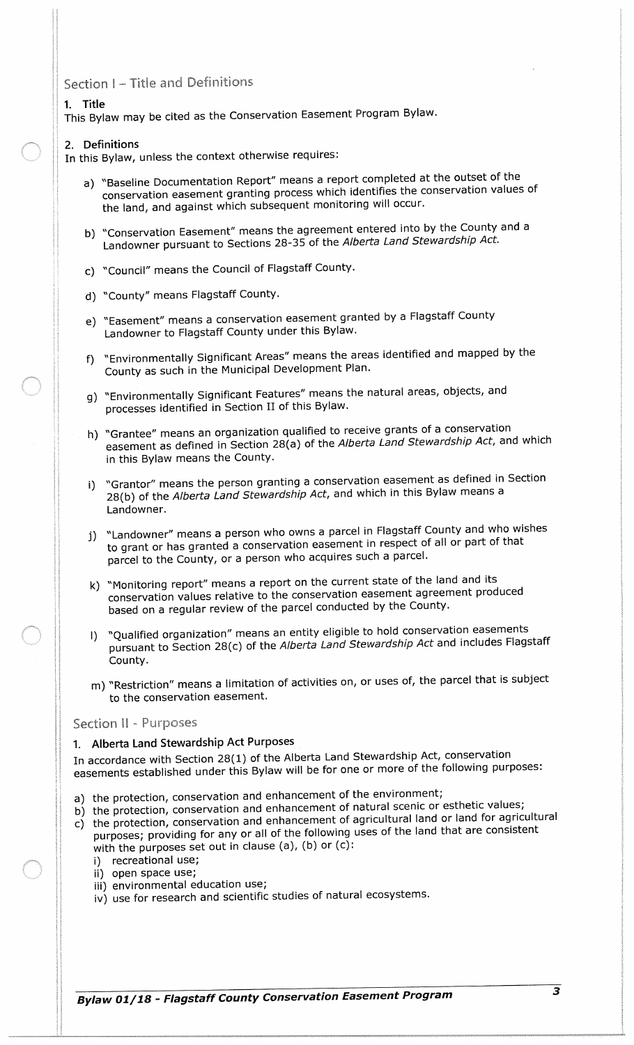## Section I – Title and Definitions

### 1. Title

This Bylaw may be cited as the Conservation Easement Program Bylaw.

### 2. Definitions

In this Bylaw, unless the context otherwise requires:

a) "Baseline Documentation Report" means a report completed at the outset of the conservation easement granting process which identifies the conservation values of the land, and against which subsequent monitoring will occur.

b) "Conservation Easement" means the agreement entered into by the County and a Landowner pursuant to Sections 28-35 of the *Alberta Land Stewardship Act.*

c) "Council" means the Council of Flagstaff County.

d) "County" means Flagstaff County.

e) "Easement" means a conservation easement granted by a Flagstaff County Landowner to Flagstaff County under this Bylaw.

f) "Environmentally Significant Areas" means the areas identified and mapped by the County as such in the Municipal Development Plan.

g) "Environmentally Significant Features" means the natural areas, objects, and processes identified in Section II of this Bylaw.

h) "Grantee" means an organization qualified to receive grants of a conservation easement as defined in Section 28(a) of the *Alberta Land Stewardship Act*, and which in this Bylaw means the County.

i) "Grantor" means the person granting a conservation easement as defined in Section 28(b) of the *Alberta Land Stewardship Act*, and which in this Bylaw means a Landowner.

j) "Landowner" means a person who owns a parcel in Flagstaff County and who wishes to grant or has granted a conservation easement in respect of all or part of that parcel to the County, or a person who acquires such a parcel.

k) "Monitoring report" means a report on the current state of the land and its conservation values relative to the conservation easement agreement produced based on a regular review of the parcel conducted by the County.

l) "Qualified organization" means an entity eligible to hold conservation easements pursuant to Section 28(c) of the *Alberta Land Stewardship Act* and includes Flagstaff County.

m) "Restriction" means a limitation of activities on, or uses of, the parcel that is subject to the conservation easement.

## Section II - Purposes

### 1. Alberta Land Stewardship Act Purposes

In accordance with Section 28(1) of the Alberta Land Stewardship Act, conservation easements established under this Bylaw will be for one or more of the following purposes:

a) the protection, conservation and enhancement of the environment;
b) the protection, conservation and enhancement of natural scenic or esthetic values;
c) the protection, conservation and enhancement of agricultural land or land for agricultural purposes; providing for any or all of the following uses of the land that are consistent with the purposes set out in clause (a), (b) or (c):
   i) recreational use;
   ii) open space use;
   iii) environmental education use;
   iv) use for research and scientific studies of natural ecosystems.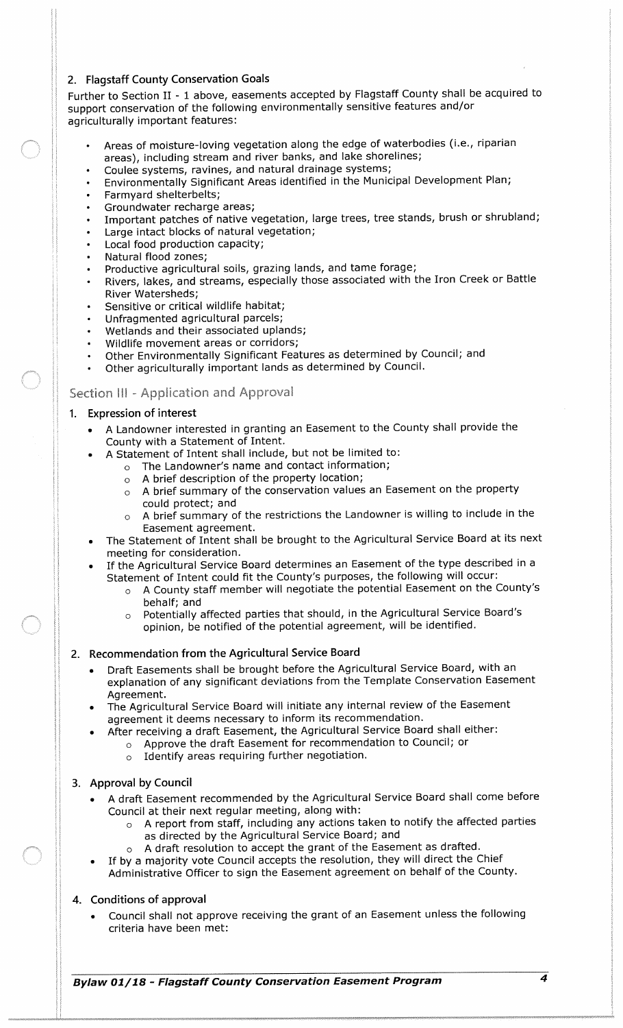### 2. Flagstaff County Conservation Goals

Further to Section II - 1 above, easements accepted by Flagstaff County shall be acquired to support conservation of the following environmentally sensitive features and/or agriculturally important features:

- Areas of moisture-loving vegetation along the edge of waterbodies (i.e., riparian areas), including stream and river banks, and lake shorelines;
- Coulee systems, ravines, and natural drainage systems;
- Environmentally Significant Areas identified in the Municipal Development Plan;
- Farmyard shelterbelts;
- Groundwater recharge areas;
- Important patches of native vegetation, large trees, tree stands, brush or shrubland;
- Large intact blocks of natural vegetation;
- Local food production capacity;
- Natural flood zones;
- Productive agricultural soils, grazing lands, and tame forage;
- Rivers, lakes, and streams, especially those associated with the Iron Creek or Battle River Watersheds;
- Sensitive or critical wildlife habitat;
- Unfragmented agricultural parcels;
- Wetlands and their associated uplands;
- Wildlife movement areas or corridors;
- Other Environmentally Significant Features as determined by Council; and
- Other agriculturally important lands as determined by Council.

## Section III - Application and Approval

### 1. Expression of interest

- A Landowner interested in granting an Easement to the County shall provide the County with a Statement of Intent.
- A Statement of Intent shall include, but not be limited to:
  - The Landowner's name and contact information;
  - A brief description of the property location;
  - A brief summary of the conservation values an Easement on the property could protect; and
  - A brief summary of the restrictions the Landowner is willing to include in the Easement agreement.
- The Statement of Intent shall be brought to the Agricultural Service Board at its next meeting for consideration.
- If the Agricultural Service Board determines an Easement of the type described in a Statement of Intent could fit the County's purposes, the following will occur:
  - A County staff member will negotiate the potential Easement on the County's behalf; and
  - Potentially affected parties that should, in the Agricultural Service Board's opinion, be notified of the potential agreement, will be identified.

### 2. Recommendation from the Agricultural Service Board

- Draft Easements shall be brought before the Agricultural Service Board, with an explanation of any significant deviations from the Template Conservation Easement Agreement.
- The Agricultural Service Board will initiate any internal review of the Easement agreement it deems necessary to inform its recommendation.
- After receiving a draft Easement, the Agricultural Service Board shall either:
  - Approve the draft Easement for recommendation to Council; or
  - Identify areas requiring further negotiation.

### 3. Approval by Council

- A draft Easement recommended by the Agricultural Service Board shall come before Council at their next regular meeting, along with:
  - A report from staff, including any actions taken to notify the affected parties as directed by the Agricultural Service Board; and
  - A draft resolution to accept the grant of the Easement as drafted.
- If by a majority vote Council accepts the resolution, they will direct the Chief Administrative Officer to sign the Easement agreement on behalf of the County.

### 4. Conditions of approval

- Council shall not approve receiving the grant of an Easement unless the following criteria have been met: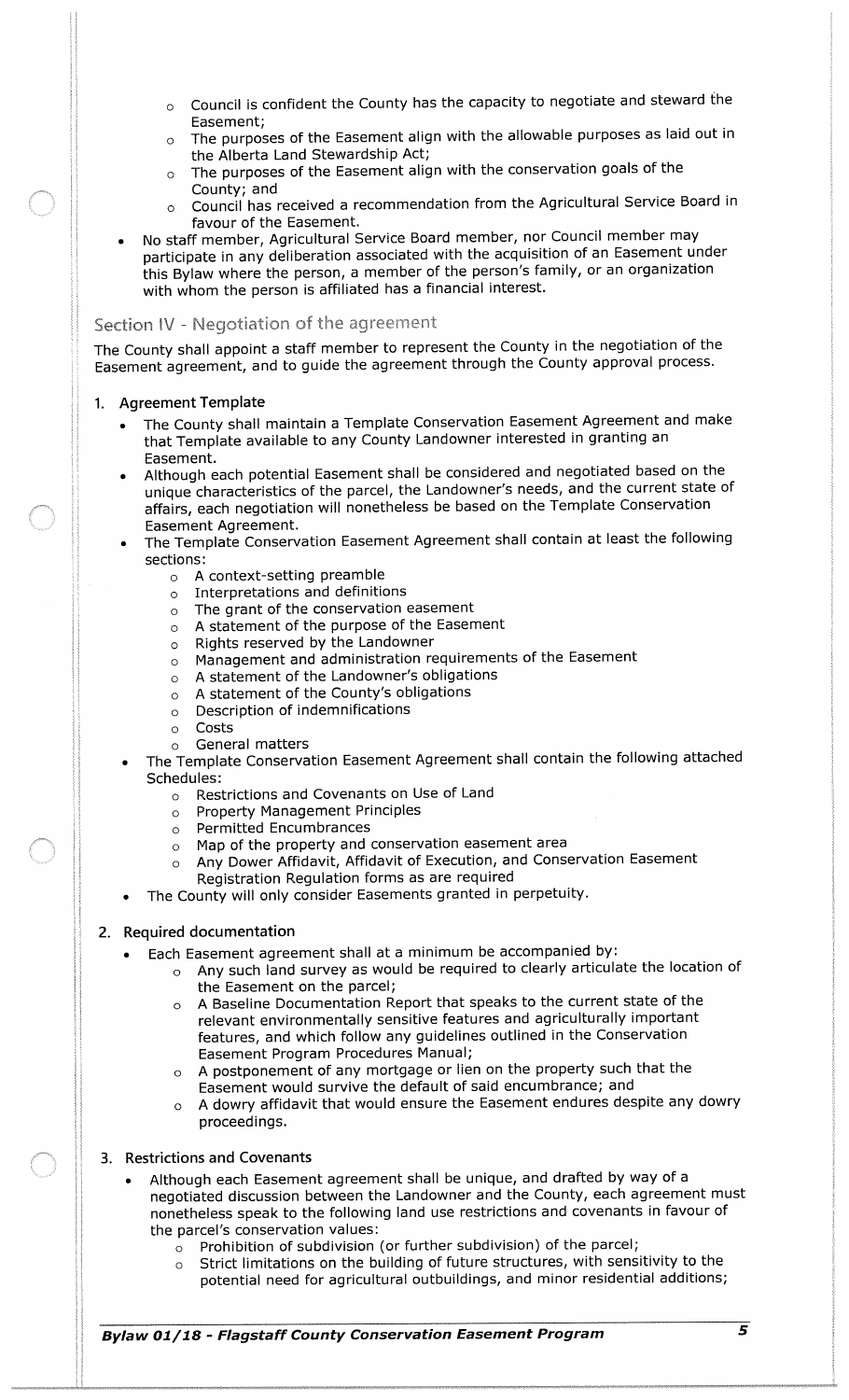- Council is confident the County has the capacity to negotiate and steward the Easement;
    - The purposes of the Easement align with the allowable purposes as laid out in the Alberta Land Stewardship Act;
    - The purposes of the Easement align with the conservation goals of the County; and
    - Council has received a recommendation from the Agricultural Service Board in favour of the Easement.
- No staff member, Agricultural Service Board member, nor Council member may participate in any deliberation associated with the acquisition of an Easement under this Bylaw where the person, a member of the person's family, or an organization with whom the person is affiliated has a financial interest.

## Section IV - Negotiation of the agreement

The County shall appoint a staff member to represent the County in the negotiation of the Easement agreement, and to guide the agreement through the County approval process.

### 1. Agreement Template

- The County shall maintain a Template Conservation Easement Agreement and make that Template available to any County Landowner interested in granting an Easement.
- Although each potential Easement shall be considered and negotiated based on the unique characteristics of the parcel, the Landowner's needs, and the current state of affairs, each negotiation will nonetheless be based on the Template Conservation Easement Agreement.
- The Template Conservation Easement Agreement shall contain at least the following sections:
    - A context-setting preamble
    - Interpretations and definitions
    - The grant of the conservation easement
    - A statement of the purpose of the Easement
    - Rights reserved by the Landowner
    - Management and administration requirements of the Easement
    - A statement of the Landowner's obligations
    - A statement of the County's obligations
    - Description of indemnifications
    - Costs
    - General matters
- The Template Conservation Easement Agreement shall contain the following attached Schedules:
    - Restrictions and Covenants on Use of Land
    - Property Management Principles
    - Permitted Encumbrances
    - Map of the property and conservation easement area
    - Any Dower Affidavit, Affidavit of Execution, and Conservation Easement Registration Regulation forms as are required
- The County will only consider Easements granted in perpetuity.

### 2. Required documentation

- Each Easement agreement shall at a minimum be accompanied by:
    - Any such land survey as would be required to clearly articulate the location of the Easement on the parcel;
    - A Baseline Documentation Report that speaks to the current state of the relevant environmentally sensitive features and agriculturally important features, and which follow any guidelines outlined in the Conservation Easement Program Procedures Manual;
    - A postponement of any mortgage or lien on the property such that the Easement would survive the default of said encumbrance; and
    - A dowry affidavit that would ensure the Easement endures despite any dowry proceedings.

### 3. Restrictions and Covenants

- Although each Easement agreement shall be unique, and drafted by way of a negotiated discussion between the Landowner and the County, each agreement must nonetheless speak to the following land use restrictions and covenants in favour of the parcel's conservation values:
    - Prohibition of subdivision (or further subdivision) of the parcel;
    - Strict limitations on the building of future structures, with sensitivity to the potential need for agricultural outbuildings, and minor residential additions;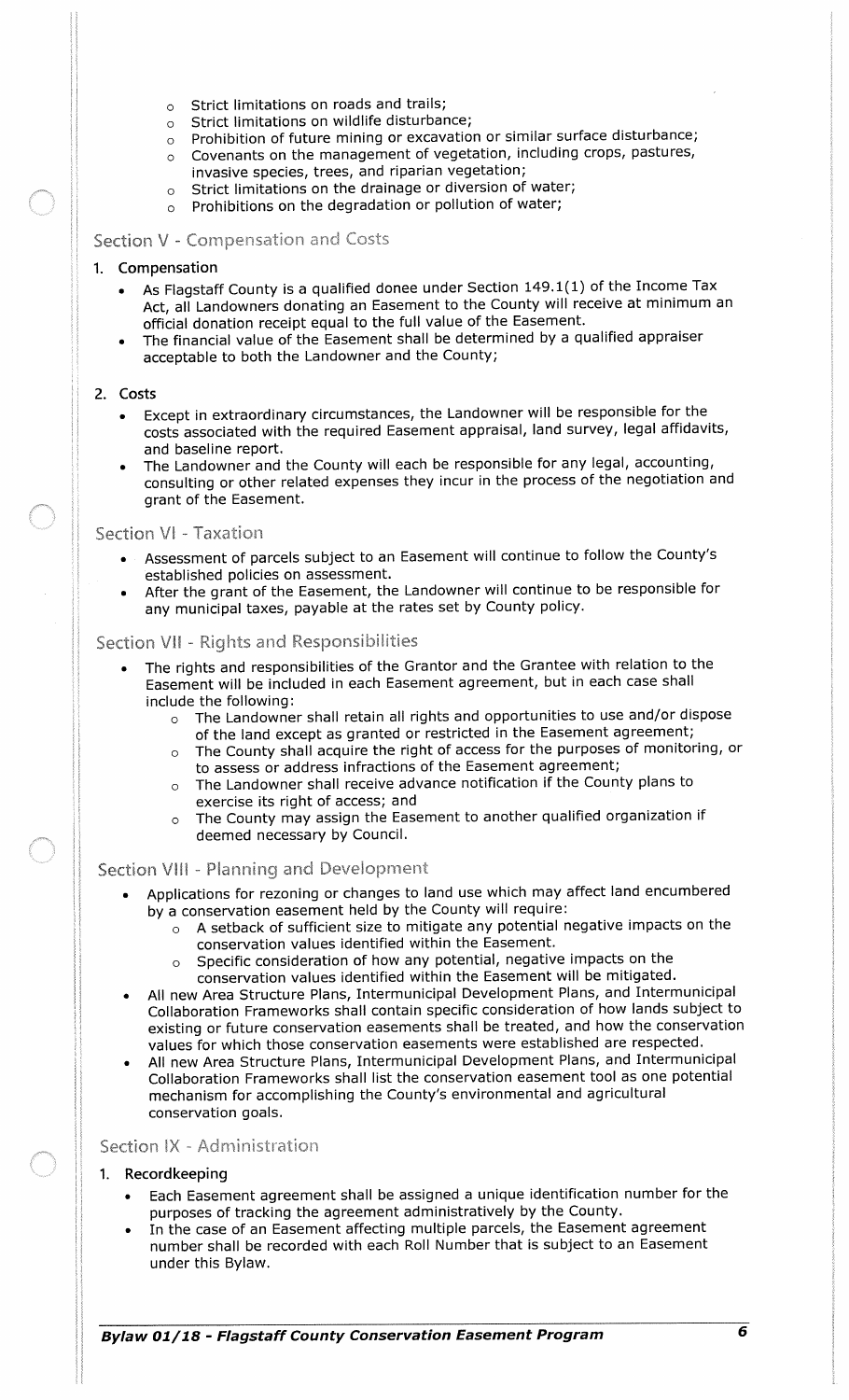- Strict limitations on roads and trails;
- Strict limitations on wildlife disturbance;
- Prohibition of future mining or excavation or similar surface disturbance;
- Covenants on the management of vegetation, including crops, pastures, invasive species, trees, and riparian vegetation;
- Strict limitations on the drainage or diversion of water;
- Prohibitions on the degradation or pollution of water;

## Section V - Compensation and Costs

### 1. Compensation

- As Flagstaff County is a qualified donee under Section 149.1(1) of the Income Tax Act, all Landowners donating an Easement to the County will receive at minimum an official donation receipt equal to the full value of the Easement.
- The financial value of the Easement shall be determined by a qualified appraiser acceptable to both the Landowner and the County;

### 2. Costs

- Except in extraordinary circumstances, the Landowner will be responsible for the costs associated with the required Easement appraisal, land survey, legal affidavits, and baseline report.
- The Landowner and the County will each be responsible for any legal, accounting, consulting or other related expenses they incur in the process of the negotiation and grant of the Easement.

## Section VI - Taxation

- Assessment of parcels subject to an Easement will continue to follow the County's established policies on assessment.
- After the grant of the Easement, the Landowner will continue to be responsible for any municipal taxes, payable at the rates set by County policy.

## Section VII - Rights and Responsibilities

- The rights and responsibilities of the Grantor and the Grantee with relation to the Easement will be included in each Easement agreement, but in each case shall include the following:
  - The Landowner shall retain all rights and opportunities to use and/or dispose of the land except as granted or restricted in the Easement agreement;
  - The County shall acquire the right of access for the purposes of monitoring, or to assess or address infractions of the Easement agreement;
  - The Landowner shall receive advance notification if the County plans to exercise its right of access; and
  - The County may assign the Easement to another qualified organization if deemed necessary by Council.

## Section VIII - Planning and Development

- Applications for rezoning or changes to land use which may affect land encumbered by a conservation easement held by the County will require:
  - A setback of sufficient size to mitigate any potential negative impacts on the conservation values identified within the Easement.
  - Specific consideration of how any potential, negative impacts on the conservation values identified within the Easement will be mitigated.
- All new Area Structure Plans, Intermunicipal Development Plans, and Intermunicipal Collaboration Frameworks shall contain specific consideration of how lands subject to existing or future conservation easements shall be treated, and how the conservation values for which those conservation easements were established are respected.
- All new Area Structure Plans, Intermunicipal Development Plans, and Intermunicipal Collaboration Frameworks shall list the conservation easement tool as one potential mechanism for accomplishing the County's environmental and agricultural conservation goals.

## Section IX - Administration

### 1. Recordkeeping

- Each Easement agreement shall be assigned a unique identification number for the purposes of tracking the agreement administratively by the County.
- In the case of an Easement affecting multiple parcels, the Easement agreement number shall be recorded with each Roll Number that is subject to an Easement under this Bylaw.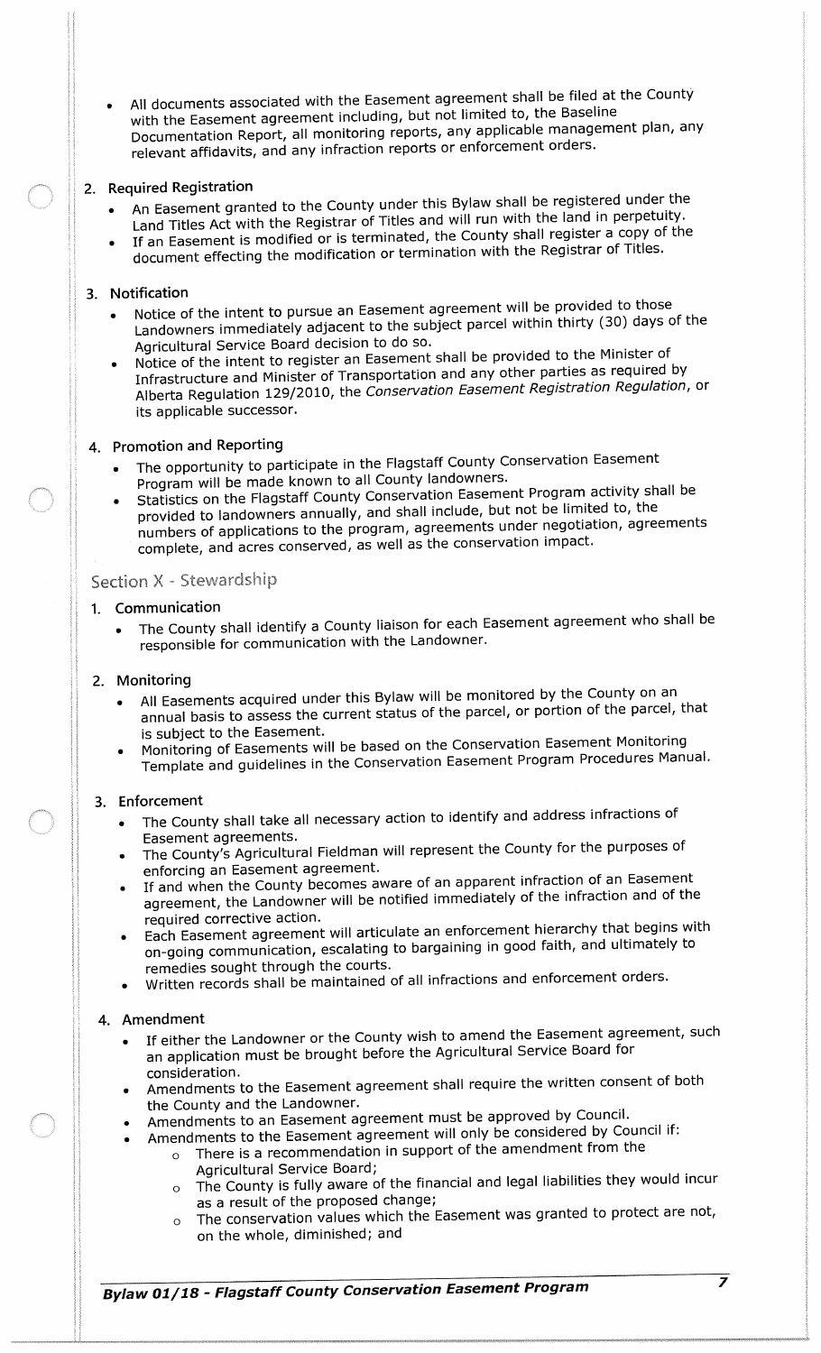- All documents associated with the Easement agreement shall be filed at the County with the Easement agreement including, but not limited to, the Baseline Documentation Report, all monitoring reports, any applicable management plan, any relevant affidavits, and any infraction reports or enforcement orders.

2. **Required Registration**
   - An Easement granted to the County under this Bylaw shall be registered under the Land Titles Act with the Registrar of Titles and will run with the land in perpetuity.
   - If an Easement is modified or is terminated, the County shall register a copy of the document effecting the modification or termination with the Registrar of Titles.

3. **Notification**
   - Notice of the intent to pursue an Easement agreement will be provided to those Landowners immediately adjacent to the subject parcel within thirty (30) days of the Agricultural Service Board decision to do so.
   - Notice of the intent to register an Easement shall be provided to the Minister of Infrastructure and Minister of Transportation and any other parties as required by Alberta Regulation 129/2010, the *Conservation Easement Registration Regulation*, or its applicable successor.

4. **Promotion and Reporting**
   - The opportunity to participate in the Flagstaff County Conservation Easement Program will be made known to all County landowners.
   - Statistics on the Flagstaff County Conservation Easement Program activity shall be provided to landowners annually, and shall include, but not be limited to, the numbers of applications to the program, agreements under negotiation, agreements complete, and acres conserved, as well as the conservation impact.

## Section X - Stewardship

1. **Communication**
   - The County shall identify a County liaison for each Easement agreement who shall be responsible for communication with the Landowner.

2. **Monitoring**
   - All Easements acquired under this Bylaw will be monitored by the County on an annual basis to assess the current status of the parcel, or portion of the parcel, that is subject to the Easement.
   - Monitoring of Easements will be based on the Conservation Easement Monitoring Template and guidelines in the Conservation Easement Program Procedures Manual.

3. **Enforcement**
   - The County shall take all necessary action to identify and address infractions of Easement agreements.
   - The County's Agricultural Fieldman will represent the County for the purposes of enforcing an Easement agreement.
   - If and when the County becomes aware of an apparent infraction of an Easement agreement, the Landowner will be notified immediately of the infraction and of the required corrective action.
   - Each Easement agreement will articulate an enforcement hierarchy that begins with on-going communication, escalating to bargaining in good faith, and ultimately to remedies sought through the courts.
   - Written records shall be maintained of all infractions and enforcement orders.

4. **Amendment**
   - If either the Landowner or the County wish to amend the Easement agreement, such an application must be brought before the Agricultural Service Board for consideration.
   - Amendments to the Easement agreement shall require the written consent of both the County and the Landowner.
   - Amendments to an Easement agreement must be approved by Council.
   - Amendments to the Easement agreement will only be considered by Council if:
     - There is a recommendation in support of the amendment from the Agricultural Service Board;
     - The County is fully aware of the financial and legal liabilities they would incur as a result of the proposed change;
     - The conservation values which the Easement was granted to protect are not, on the whole, diminished; and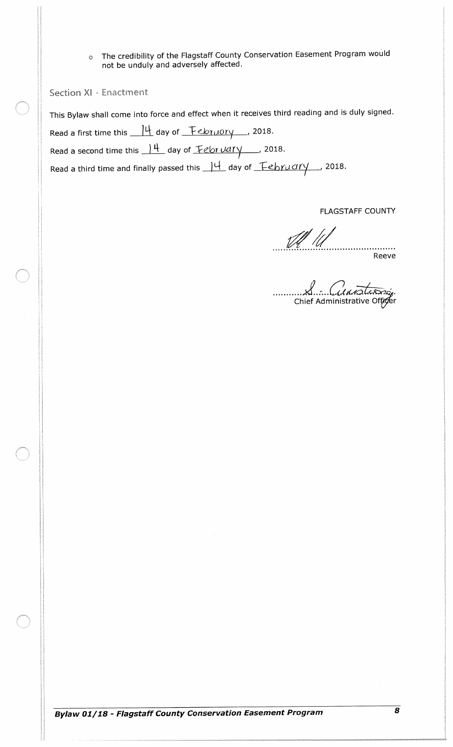- The credibility of the Flagstaff County Conservation Easement Program would not be unduly and adversely affected.

## Section XI - Enactment

This Bylaw shall come into force and effect when it receives third reading and is duly signed.

Read a first time this 14 day of February, 2018.

Read a second time this 14 day of February, 2018.

Read a third time and finally passed this 14 day of February, 2018.

FLAGSTAFF COUNTY

............................................
Reeve

............................................
Chief Administrative Officer